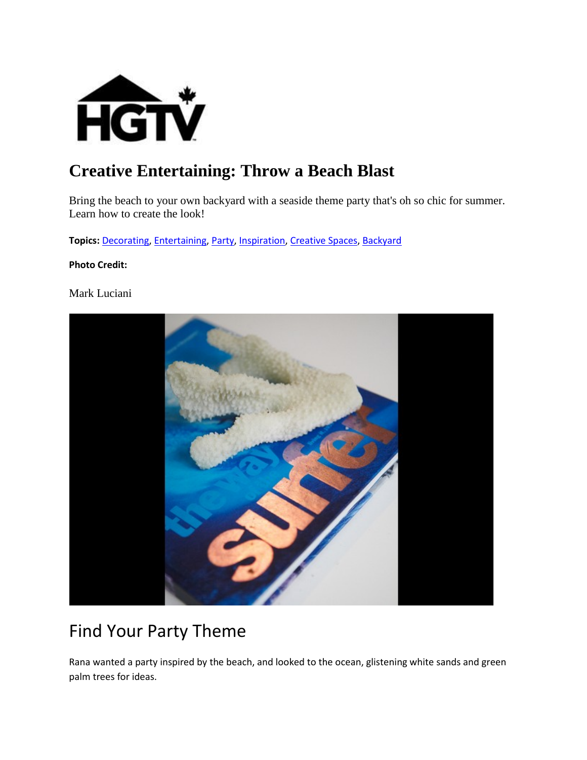# Creative Entertaining: Throw a Beach Blast

Bring the beach to your own backyard with a seaside theme party that's oh so chic for summer. Learn how to create the look!

**Topics:** Decorating, Entertaining, Party, Inspiration, Creative Spaces, Backyard

**Photo Credit:**

Mark Luciani

## Find Your Party Theme

Rana wanted a party inspired by the beach, and looked to the ocean, glistening white sands and green palm trees for ideas.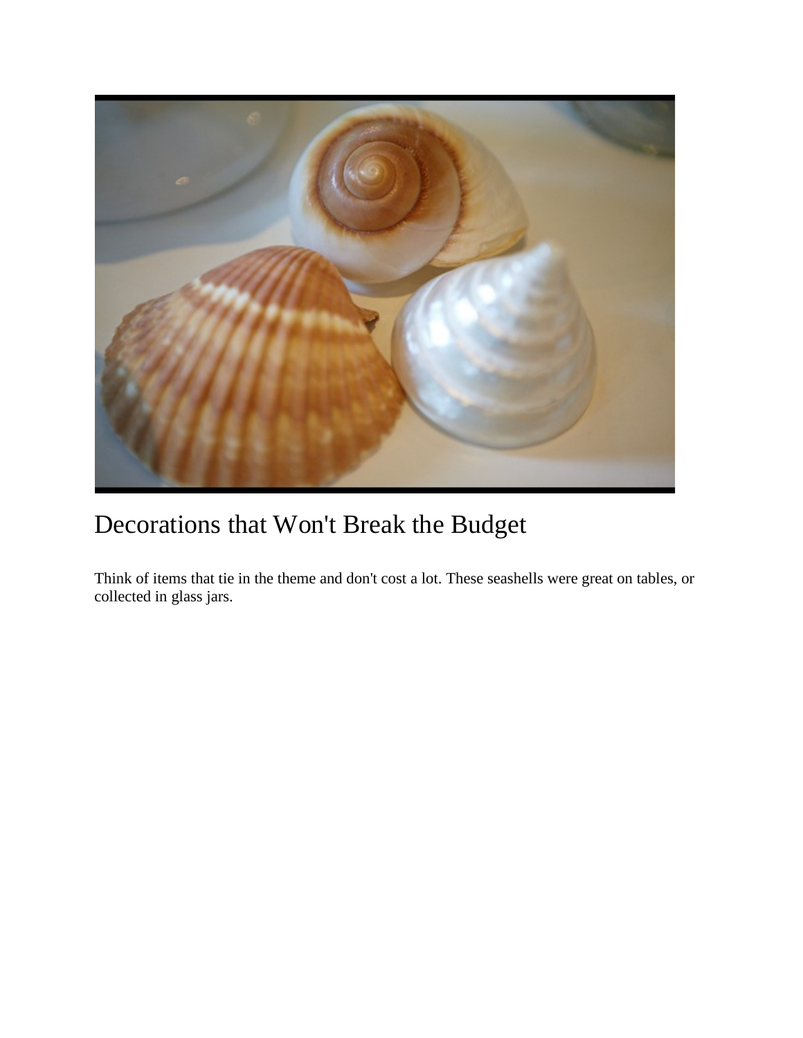# Decorations that Won't Break the Budget

Think of items that tie in the theme and don't cost a lot. These seashells were great on tables, or collected in glass jars.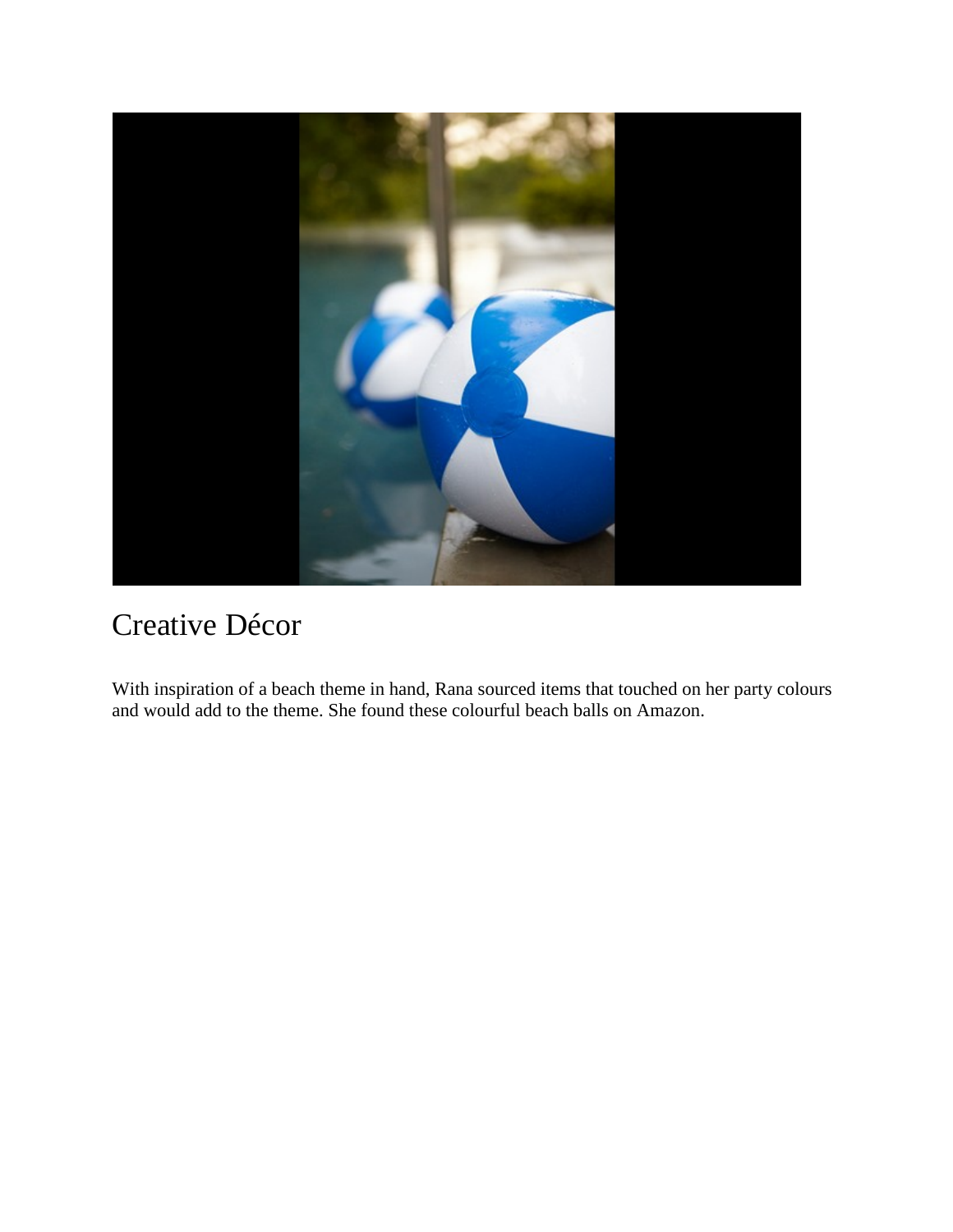## Creative Décor

With inspiration of a beach theme in hand, Rana sourced items that touched on her party colours and would add to the theme. She found these colourful beach balls on Amazon.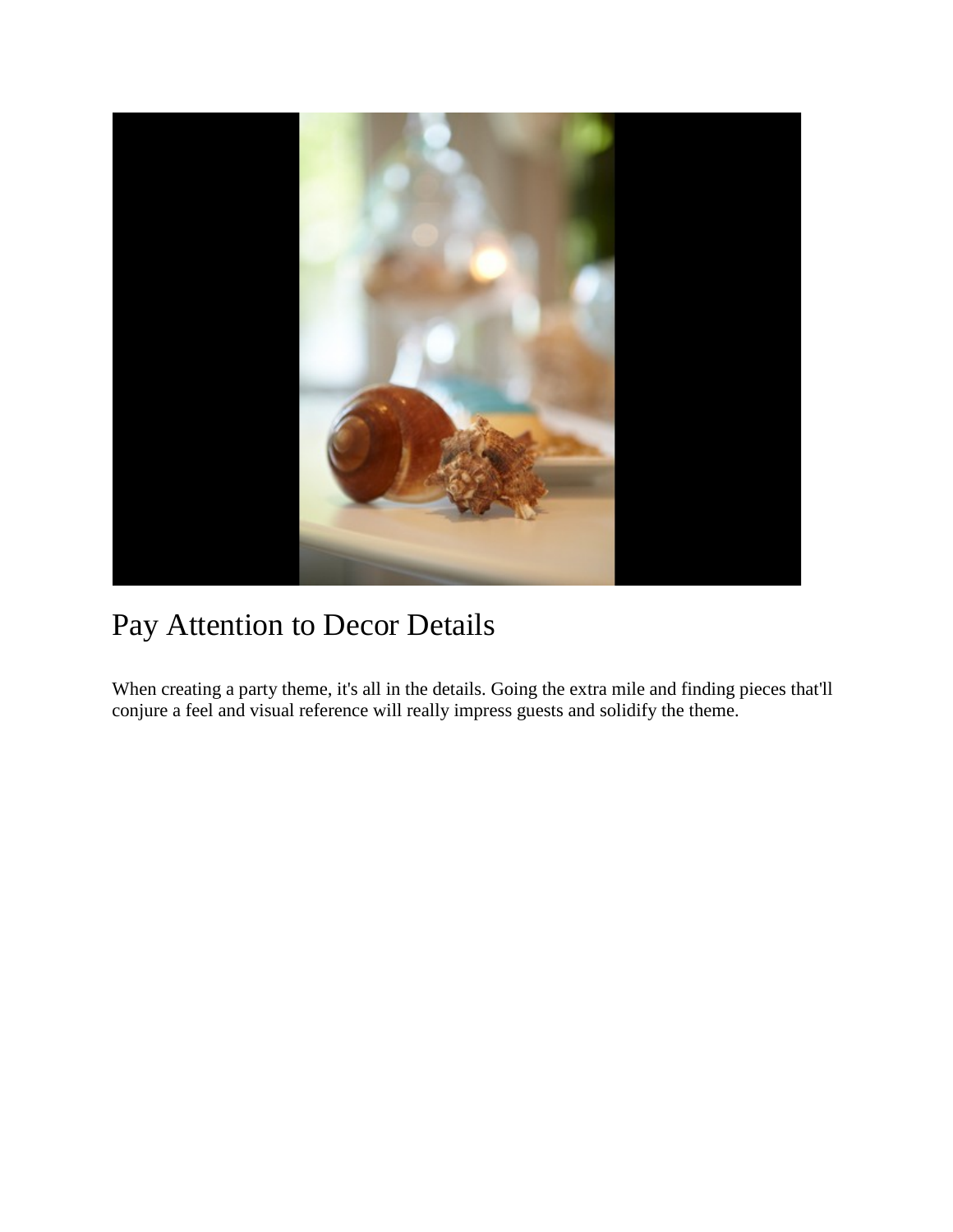# Pay Attention to Decor Details

When creating a party theme, it's all in the details. Going the extra mile and finding pieces that'll conjure a feel and visual reference will really impress guests and solidify the theme.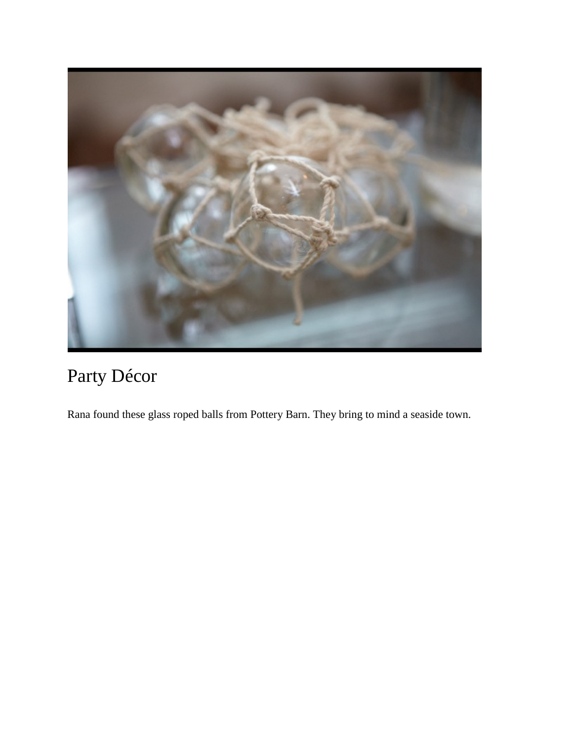# Party Décor

Rana found these glass roped balls from Pottery Barn. They bring to mind a seaside town.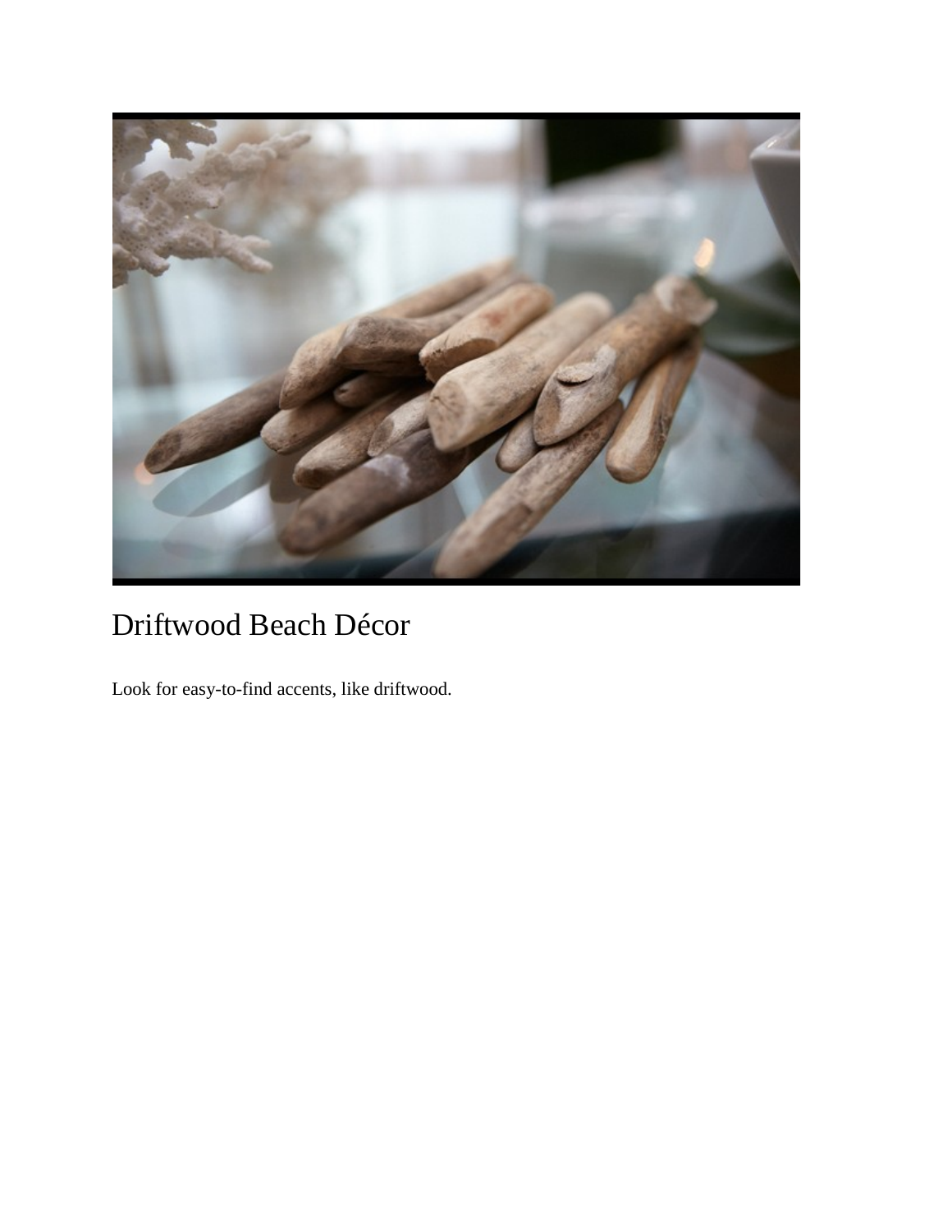# Driftwood Beach Décor

Look for easy-to-find accents, like driftwood.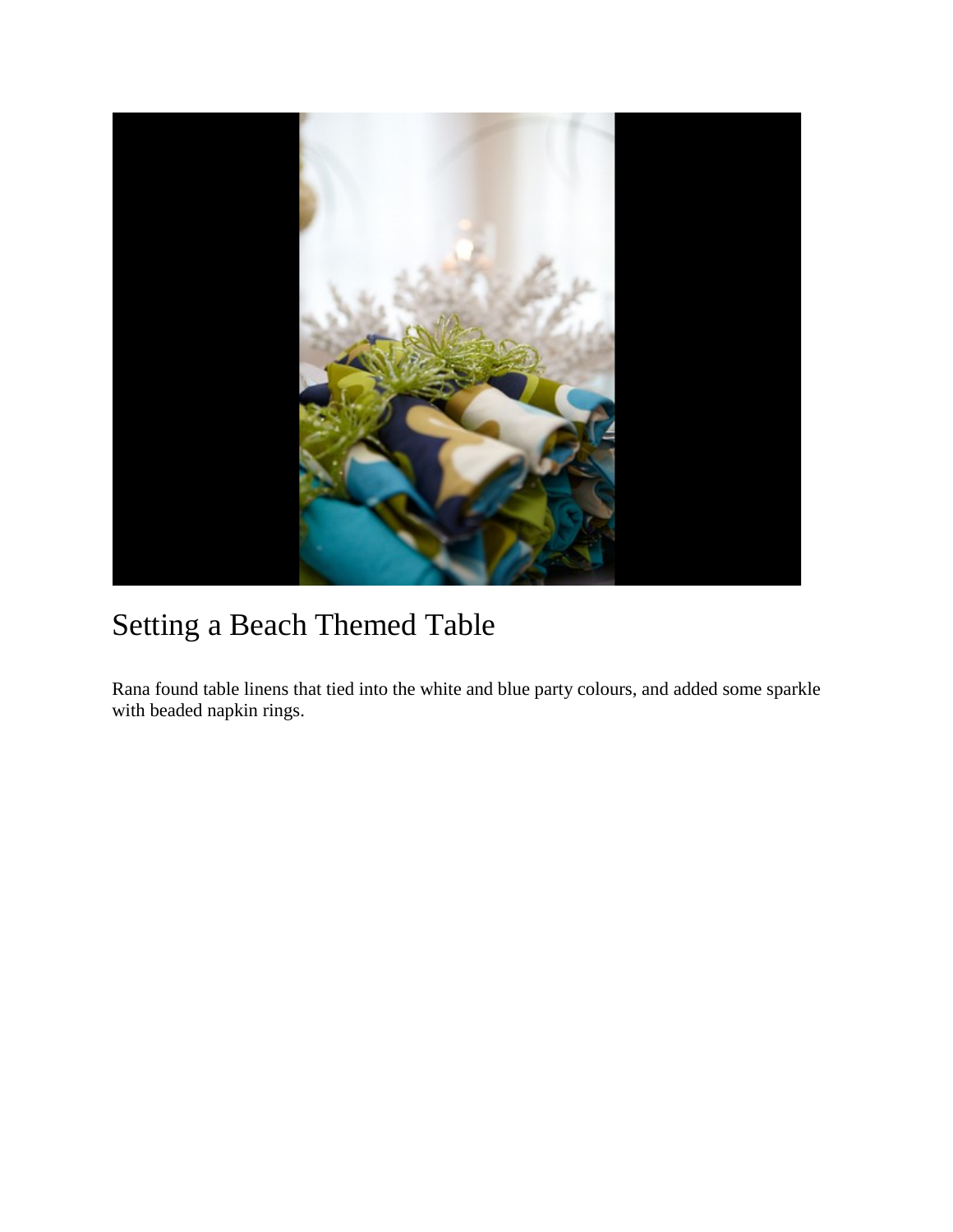# Setting a Beach Themed Table

Rana found table linens that tied into the white and blue party colours, and added some sparkle with beaded napkin rings.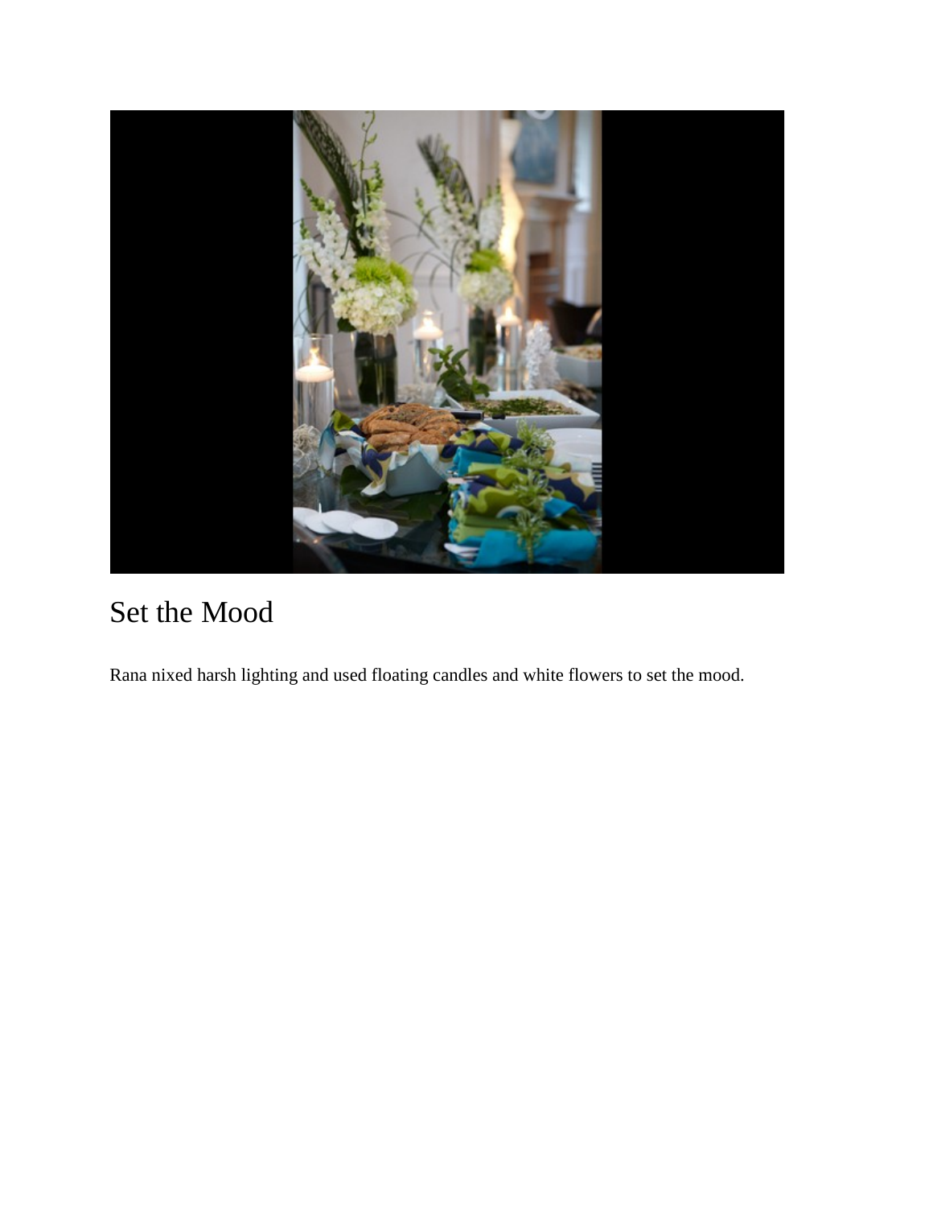# Set the Mood

Rana nixed harsh lighting and used floating candles and white flowers to set the mood.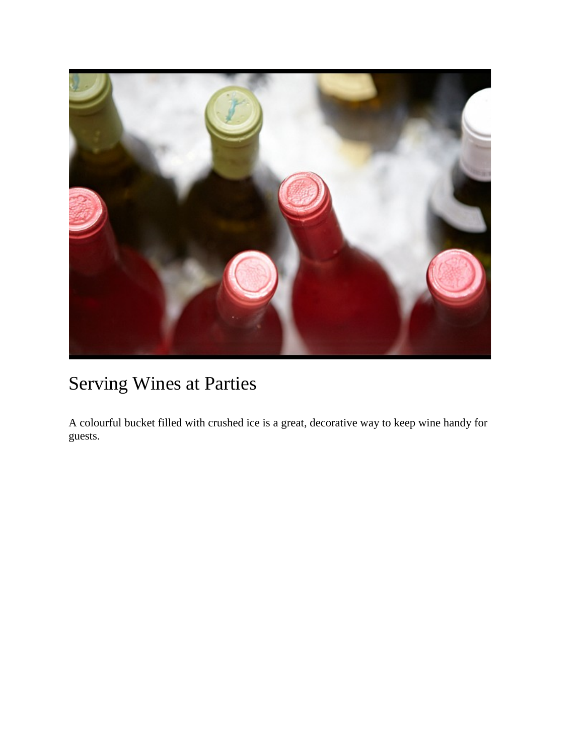## Serving Wines at Parties

A colourful bucket filled with crushed ice is a great, decorative way to keep wine handy for guests.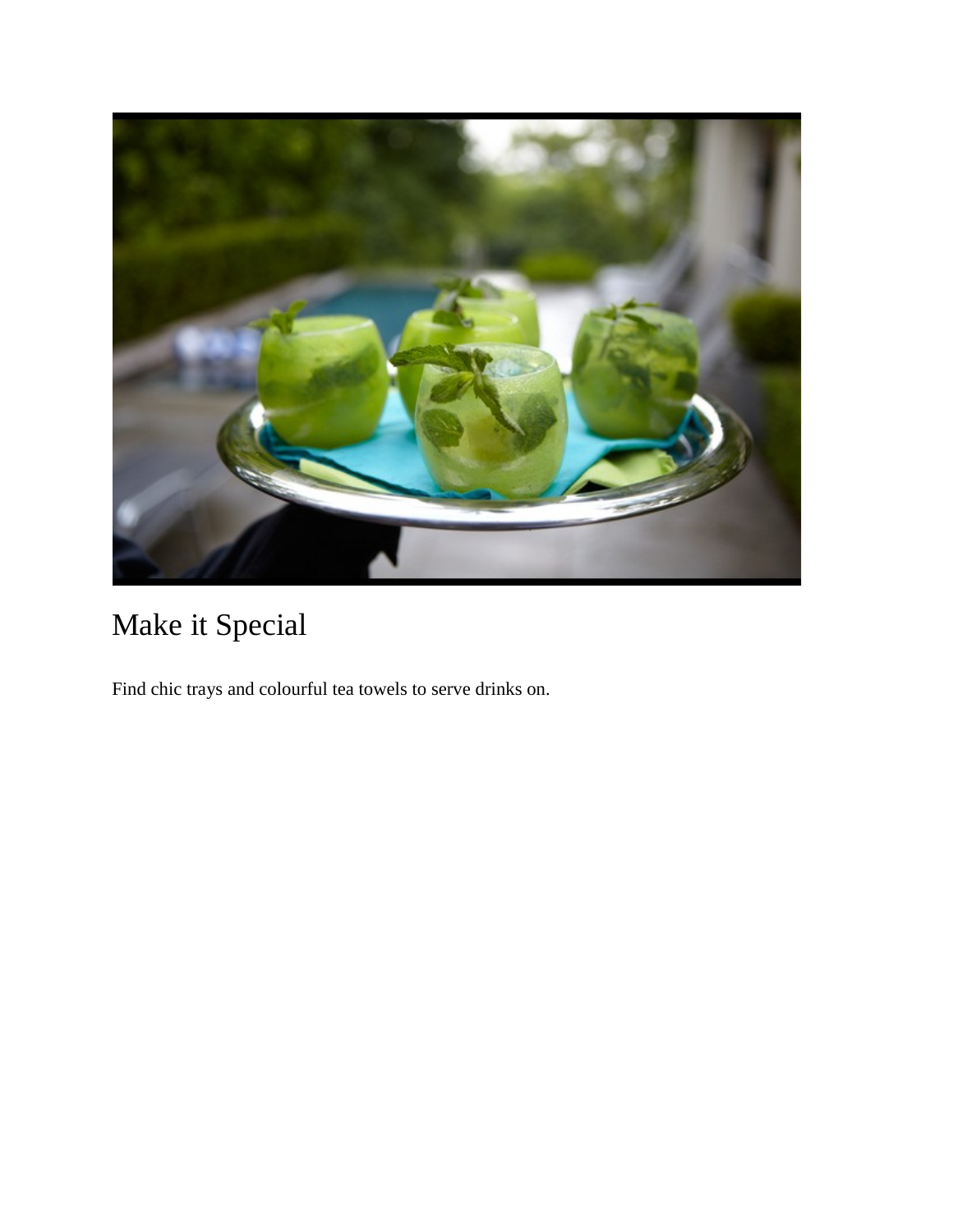# Make it Special

Find chic trays and colourful tea towels to serve drinks on.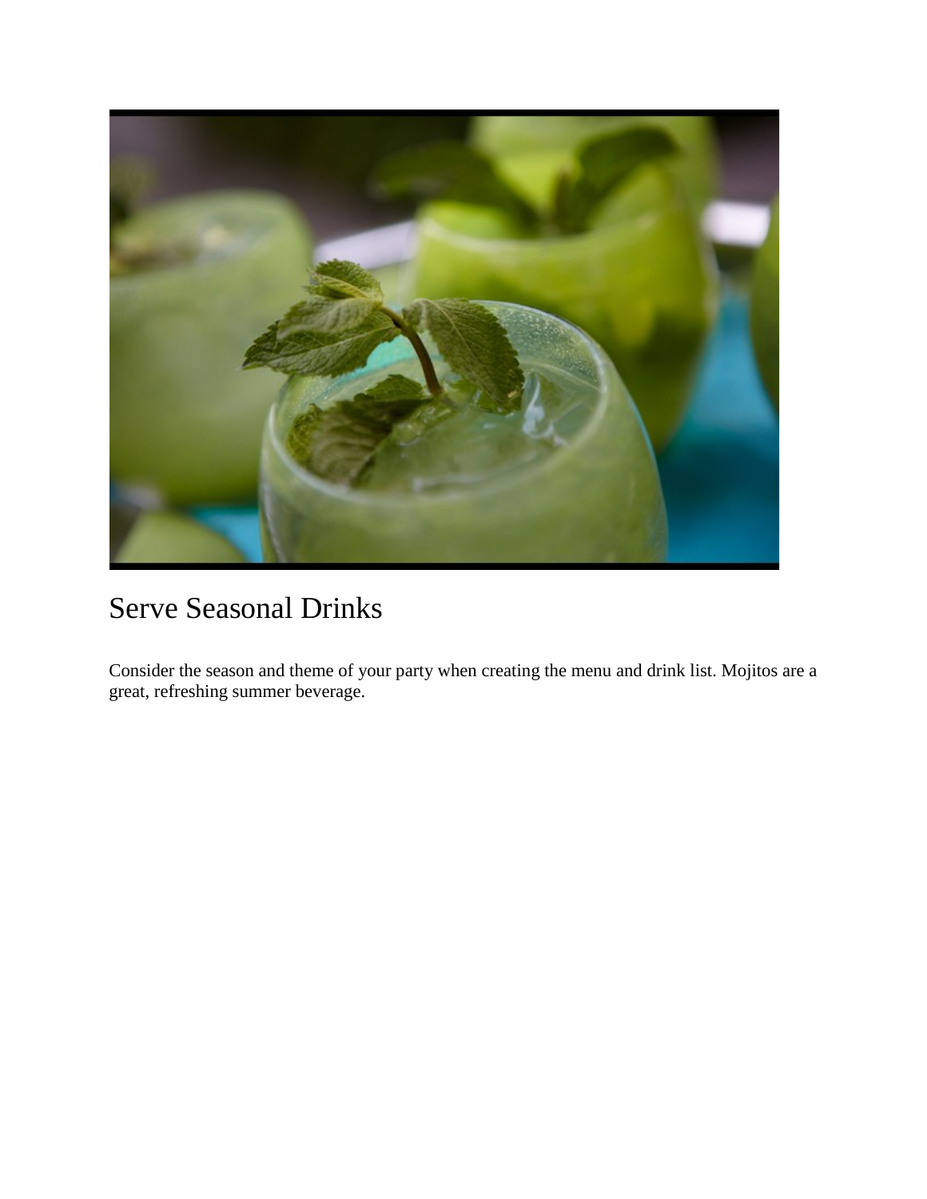## Serve Seasonal Drinks

Consider the season and theme of your party when creating the menu and drink list. Mojitos are a great, refreshing summer beverage.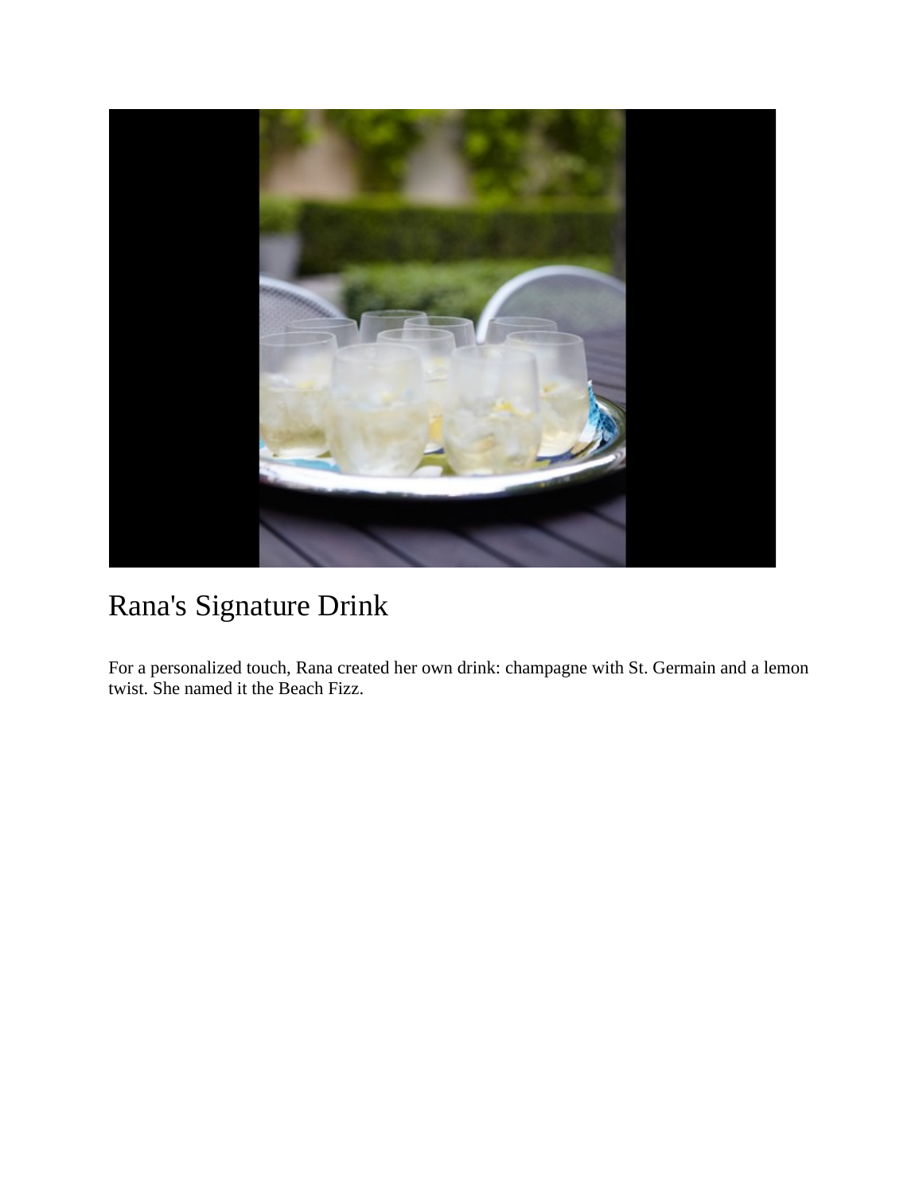# Rana's Signature Drink

For a personalized touch, Rana created her own drink: champagne with St. Germain and a lemon twist. She named it the Beach Fizz.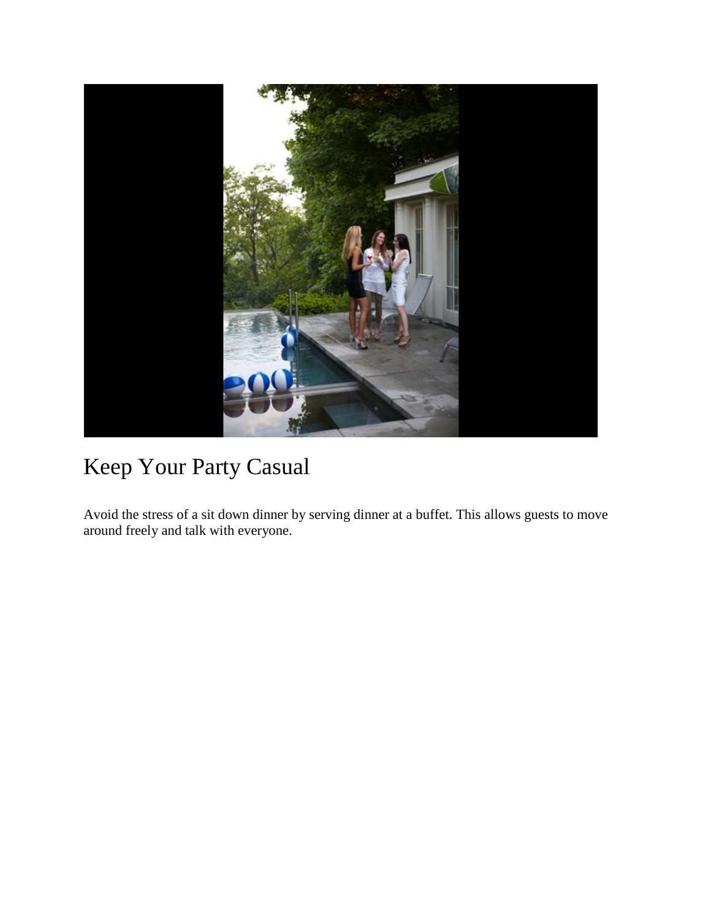# Keep Your Party Casual

Avoid the stress of a sit down dinner by serving dinner at a buffet. This allows guests to move around freely and talk with everyone.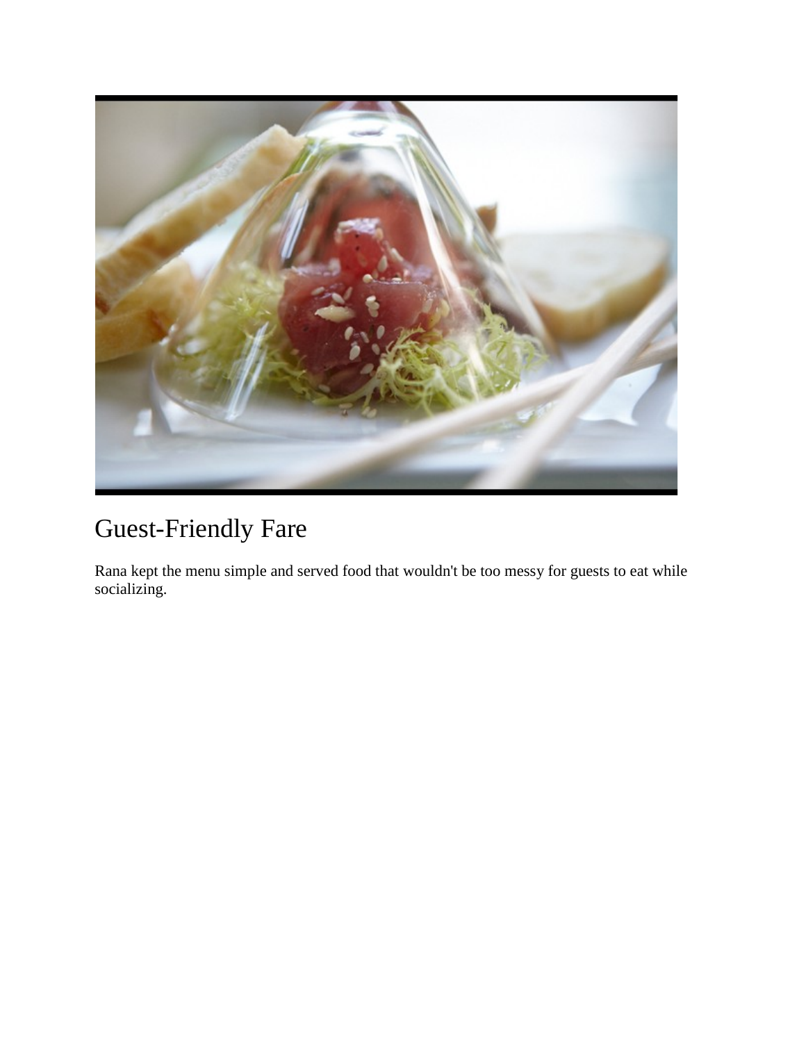# Guest-Friendly Fare

Rana kept the menu simple and served food that wouldn't be too messy for guests to eat while socializing.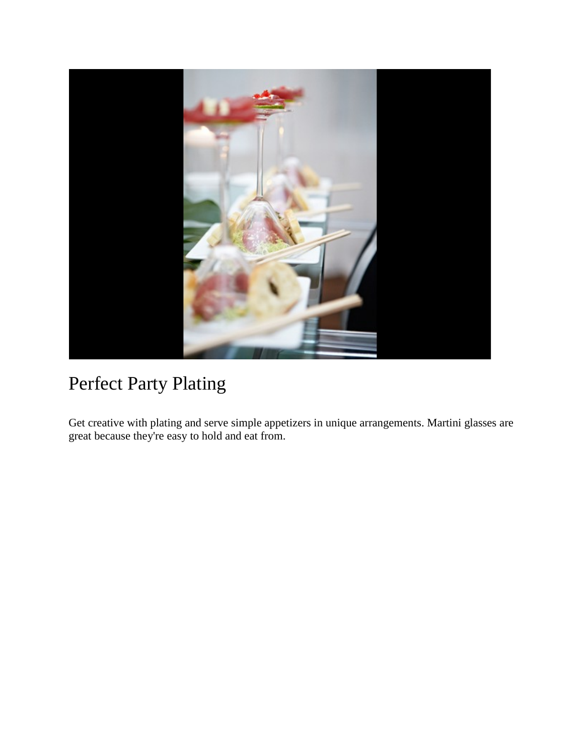# Perfect Party Plating

Get creative with plating and serve simple appetizers in unique arrangements. Martini glasses are great because they're easy to hold and eat from.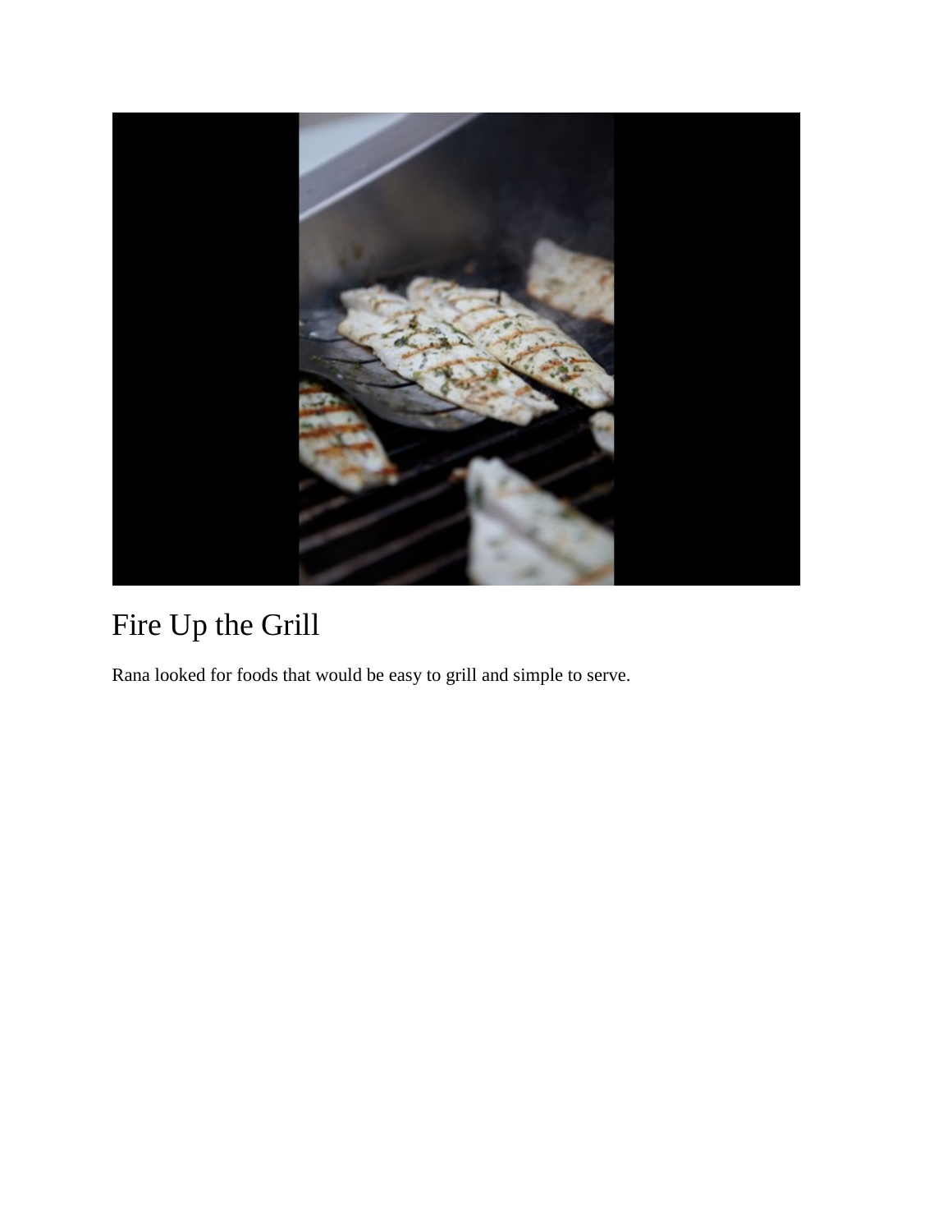# Fire Up the Grill

Rana looked for foods that would be easy to grill and simple to serve.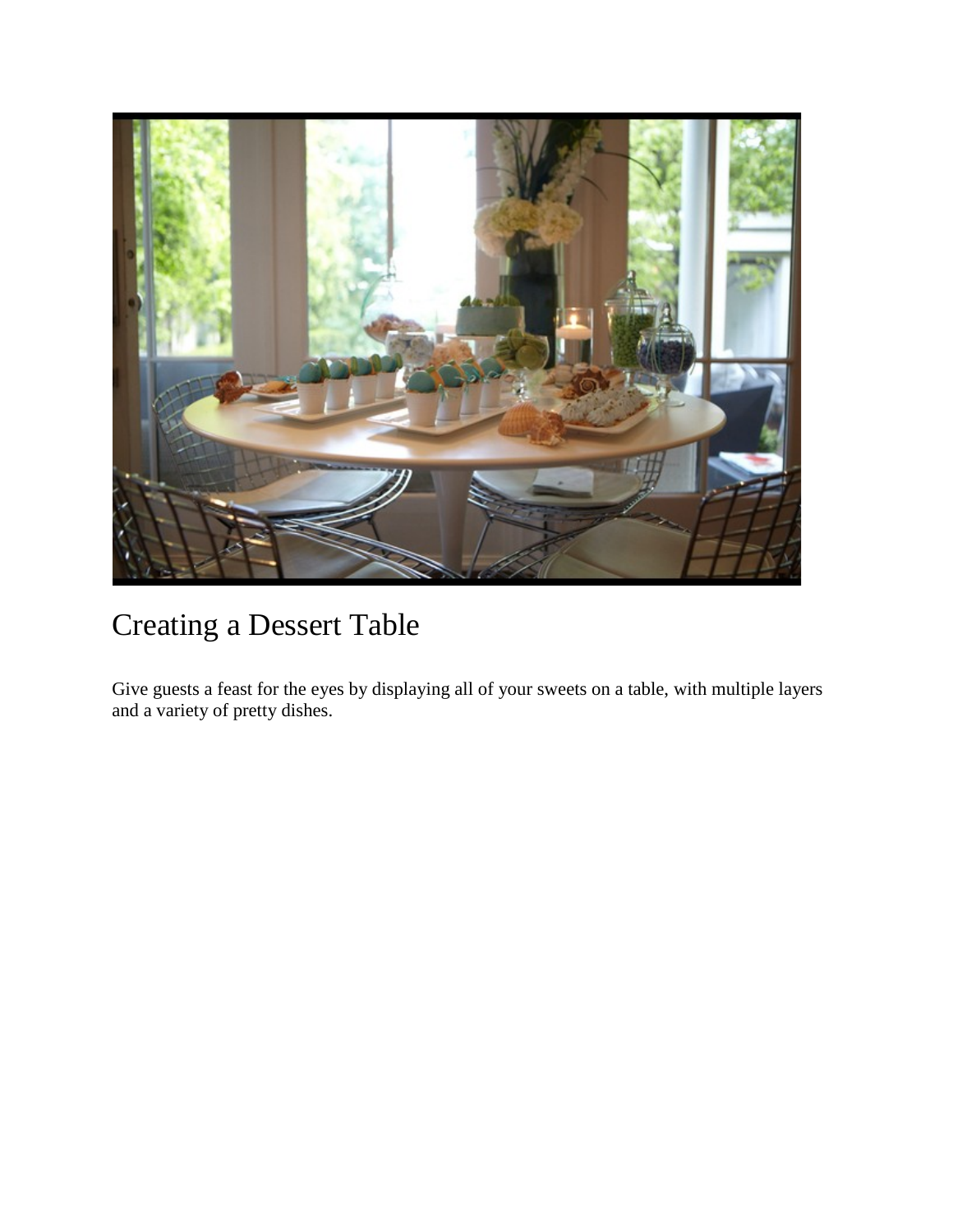# Creating a Dessert Table

Give guests a feast for the eyes by displaying all of your sweets on a table, with multiple layers and a variety of pretty dishes.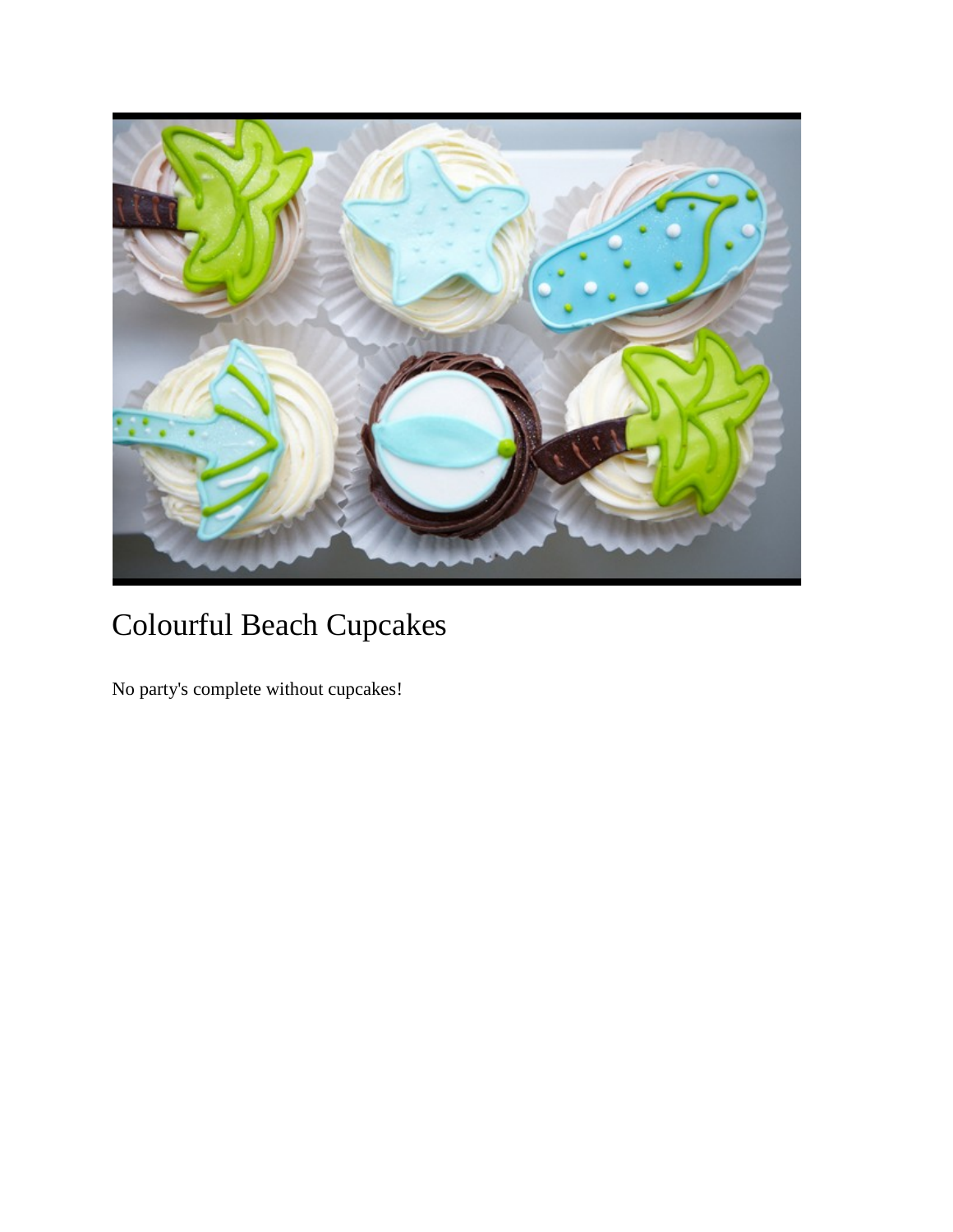# Colourful Beach Cupcakes

No party's complete without cupcakes!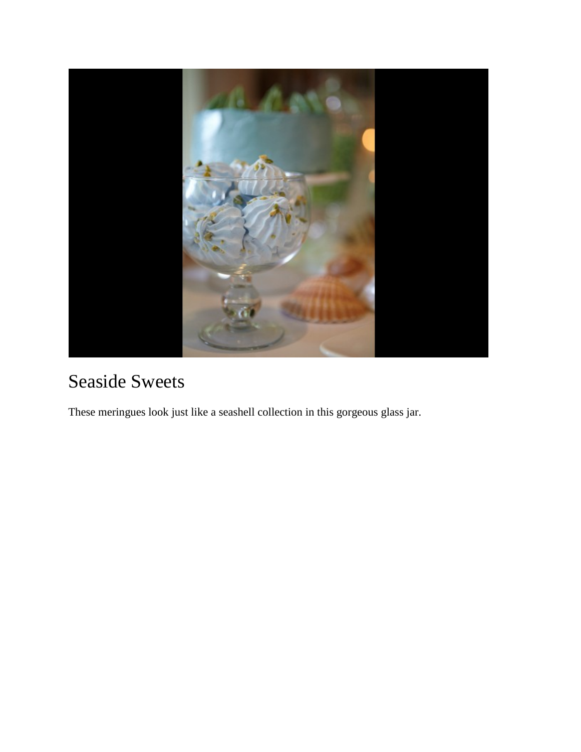# Seaside Sweets

These meringues look just like a seashell collection in this gorgeous glass jar.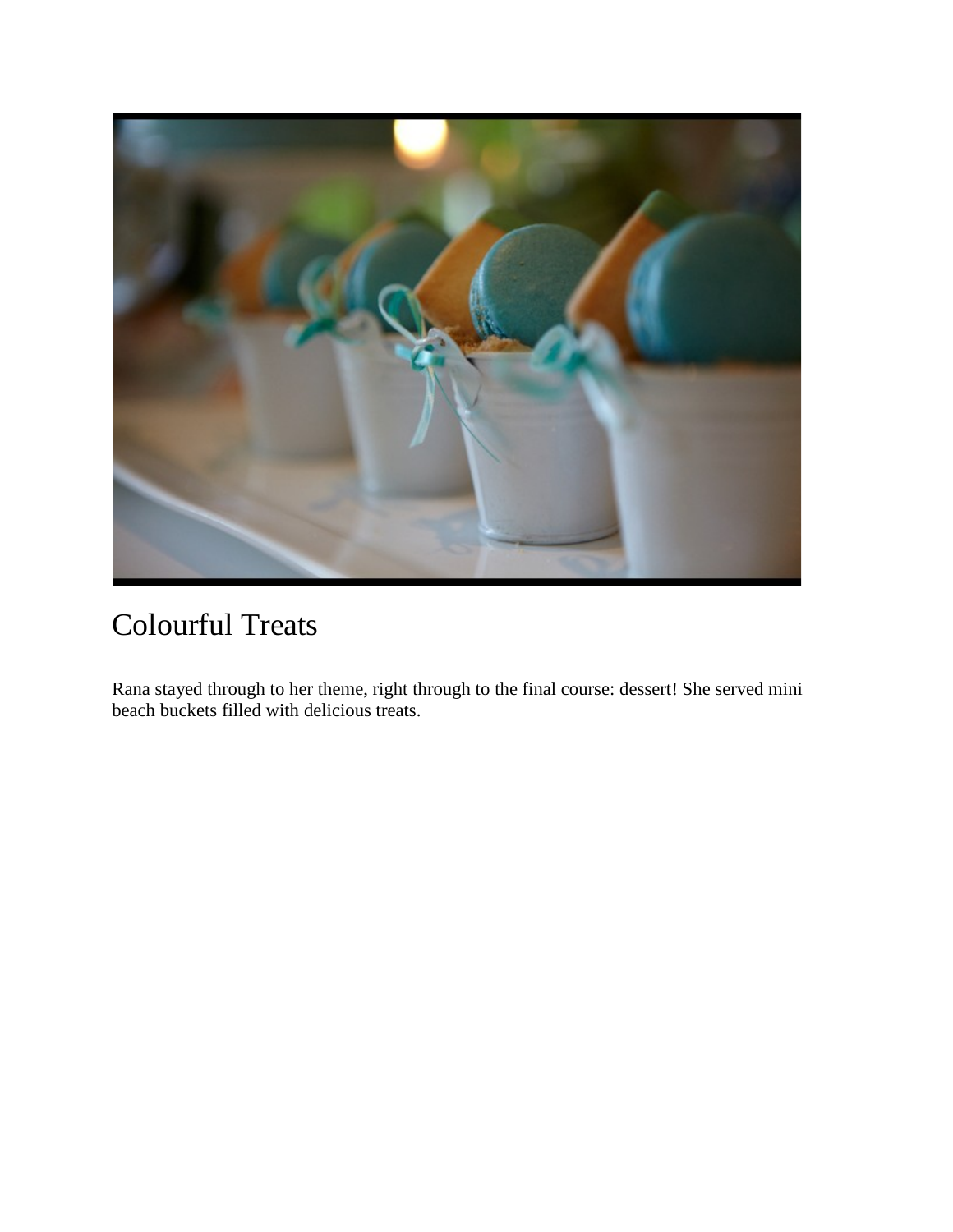# Colourful Treats

Rana stayed through to her theme, right through to the final course: dessert! She served mini beach buckets filled with delicious treats.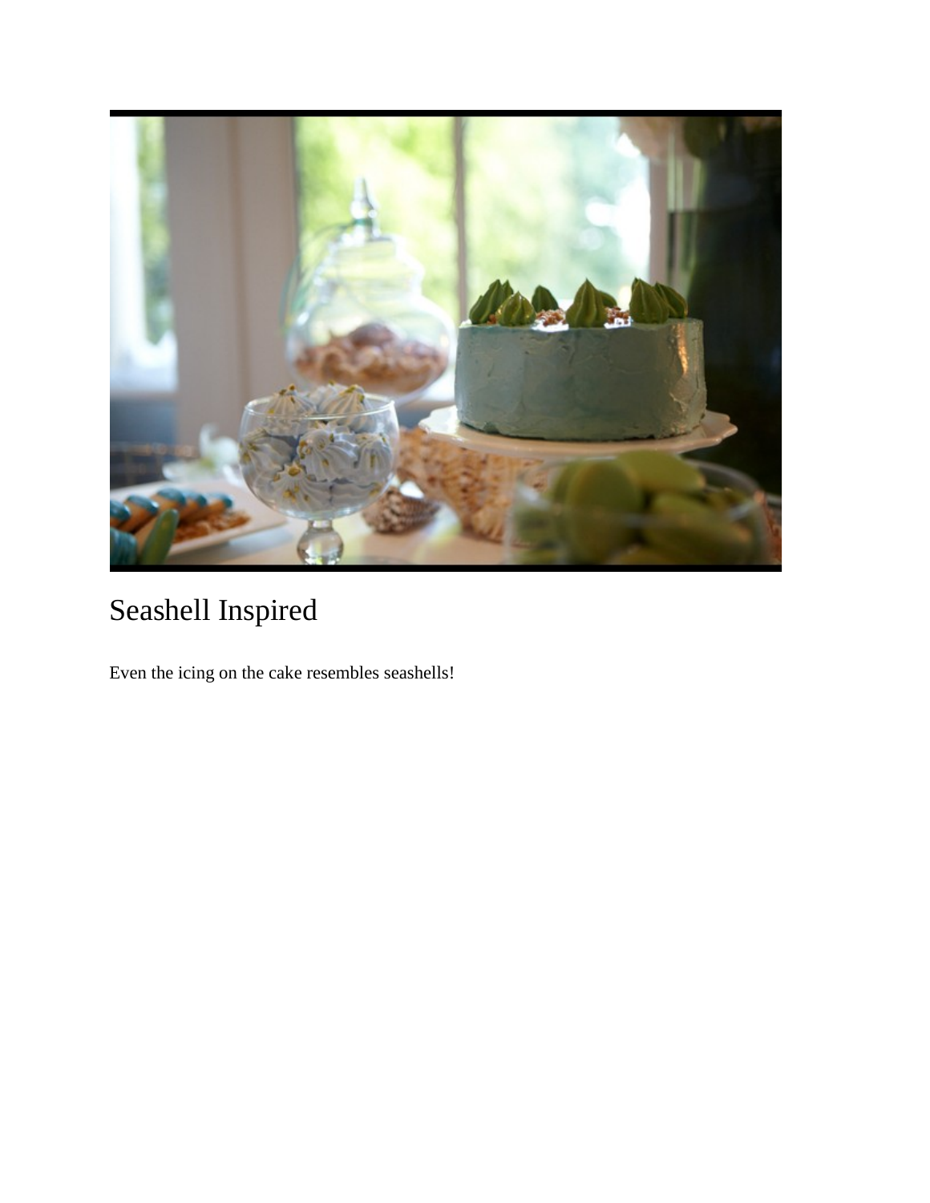# Seashell Inspired

Even the icing on the cake resembles seashells!